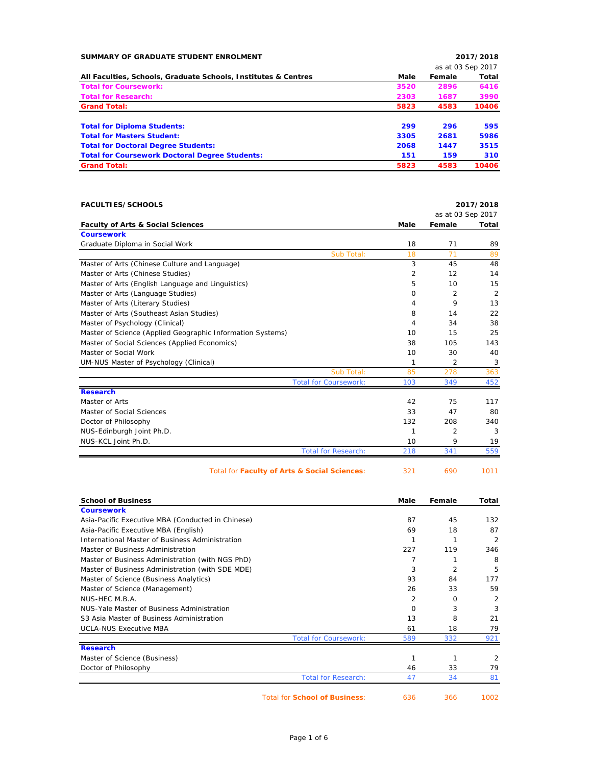## SUMMARY OF GRADUATE STUDENT ENROLMENT

**2017/2018**

as at 03 Sep 2017

| All Faculties, Schools, Graduate Schools, Institutes & Centres | Male | Female | Total |
|---|---|---|---|
| **Total for Coursework:** | **3520** | **2896** | **6416** |
| **Total for Research:** | **2303** | **1687** | **3990** |
| **Grand Total:** | **5823** | **4583** | **10406** |
| | | | |
| **Total for Diploma Students:** | **299** | **296** | **595** |
| **Total for Masters Student:** | **3305** | **2681** | **5986** |
| **Total for Doctoral Degree Students:** | **2068** | **1447** | **3515** |
| **Total for Coursework Doctoral Degree Students:** | **151** | **159** | **310** |
| **Grand Total:** | **5823** | **4583** | **10406** |

## FACULTIES/SCHOOLS

**2017/2018**

as at 03 Sep 2017

| Faculty of Arts & Social Sciences | Male | Female | Total |
|---|---|---|---|
| **Coursework** | | | |
| Graduate Diploma in Social Work | 18 | 71 | 89 |
| Sub Total: | 18 | 71 | 89 |
| Master of Arts (Chinese Culture and Language) | 3 | 45 | 48 |
| Master of Arts (Chinese Studies) | 2 | 12 | 14 |
| Master of Arts (English Language and Linguistics) | 5 | 10 | 15 |
| Master of Arts (Language Studies) | 0 | 2 | 2 |
| Master of Arts (Literary Studies) | 4 | 9 | 13 |
| Master of Arts (Southeast Asian Studies) | 8 | 14 | 22 |
| Master of Psychology (Clinical) | 4 | 34 | 38 |
| Master of Science (Applied Geographic Information Systems) | 10 | 15 | 25 |
| Master of Social Sciences (Applied Economics) | 38 | 105 | 143 |
| Master of Social Work | 10 | 30 | 40 |
| UM-NUS Master of Psychology (Clinical) | 1 | 2 | 3 |
| Sub Total: | 85 | 278 | 363 |
| Total for Coursework: | 103 | 349 | 452 |
| **Research** | | | |
| Master of Arts | 42 | 75 | 117 |
| Master of Social Sciences | 33 | 47 | 80 |
| Doctor of Philosophy | 132 | 208 | 340 |
| NUS-Edinburgh Joint Ph.D. | 1 | 2 | 3 |
| NUS-KCL Joint Ph.D. | 10 | 9 | 19 |
| Total for Research: | 218 | 341 | 559 |
| Total for **Faculty of Arts & Social Sciences**: | 321 | 690 | 1011 |

| School of Business | Male | Female | Total |
|---|---|---|---|
| **Coursework** | | | |
| Asia-Pacific Executive MBA (Conducted in Chinese) | 87 | 45 | 132 |
| Asia-Pacific Executive MBA (English) | 69 | 18 | 87 |
| International Master of Business Administration | 1 | 1 | 2 |
| Master of Business Administration | 227 | 119 | 346 |
| Master of Business Administration (with NGS PhD) | 7 | 1 | 8 |
| Master of Business Administration (with SDE MDE) | 3 | 2 | 5 |
| Master of Science (Business Analytics) | 93 | 84 | 177 |
| Master of Science (Management) | 26 | 33 | 59 |
| NUS-HEC M.B.A. | 2 | 0 | 2 |
| NUS-Yale Master of Business Administration | 0 | 3 | 3 |
| S3 Asia Master of Business Administration | 13 | 8 | 21 |
| UCLA-NUS Executive MBA | 61 | 18 | 79 |
| Total for Coursework: | 589 | 332 | 921 |
| **Research** | | | |
| Master of Science (Business) | 1 | 1 | 2 |
| Doctor of Philosophy | 46 | 33 | 79 |
| Total for Research: | 47 | 34 | 81 |
| Total for **School of Business**: | 636 | 366 | 1002 |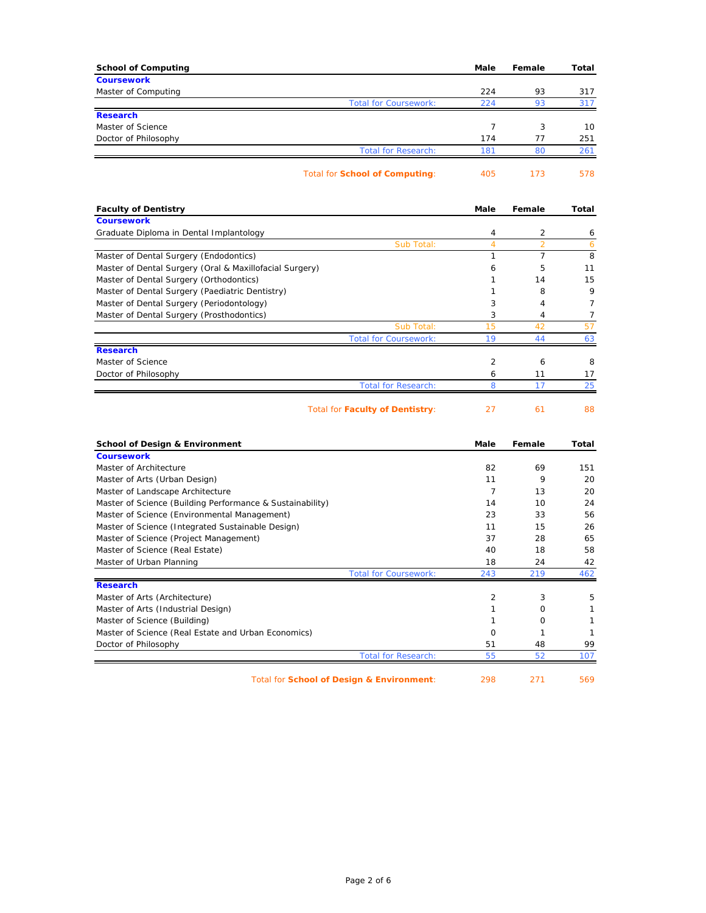| School of Computing | Male | Female | Total |
|---|---|---|---|
| **Coursework** | | | |
| Master of Computing | 224 | 93 | 317 |
| Total for Coursework: | 224 | 93 | 317 |
| **Research** | | | |
| Master of Science | 7 | 3 | 10 |
| Doctor of Philosophy | 174 | 77 | 251 |
| Total for Research: | 181 | 80 | 261 |
| Total for **School of Computing**: | 405 | 173 | 578 |

| Faculty of Dentistry | Male | Female | Total |
|---|---|---|---|
| **Coursework** | | | |
| Graduate Diploma in Dental Implantology | 4 | 2 | 6 |
| Sub Total: | 4 | 2 | 6 |
| Master of Dental Surgery (Endodontics) | 1 | 7 | 8 |
| Master of Dental Surgery (Oral & Maxillofacial Surgery) | 6 | 5 | 11 |
| Master of Dental Surgery (Orthodontics) | 1 | 14 | 15 |
| Master of Dental Surgery (Paediatric Dentistry) | 1 | 8 | 9 |
| Master of Dental Surgery (Periodontology) | 3 | 4 | 7 |
| Master of Dental Surgery (Prosthodontics) | 3 | 4 | 7 |
| Sub Total: | 15 | 42 | 57 |
| Total for Coursework: | 19 | 44 | 63 |
| **Research** | | | |
| Master of Science | 2 | 6 | 8 |
| Doctor of Philosophy | 6 | 11 | 17 |
| Total for Research: | 8 | 17 | 25 |
| Total for **Faculty of Dentistry**: | 27 | 61 | 88 |

| School of Design & Environment | Male | Female | Total |
|---|---|---|---|
| **Coursework** | | | |
| Master of Architecture | 82 | 69 | 151 |
| Master of Arts (Urban Design) | 11 | 9 | 20 |
| Master of Landscape Architecture | 7 | 13 | 20 |
| Master of Science (Building Performance & Sustainability) | 14 | 10 | 24 |
| Master of Science (Environmental Management) | 23 | 33 | 56 |
| Master of Science (Integrated Sustainable Design) | 11 | 15 | 26 |
| Master of Science (Project Management) | 37 | 28 | 65 |
| Master of Science (Real Estate) | 40 | 18 | 58 |
| Master of Urban Planning | 18 | 24 | 42 |
| Total for Coursework: | 243 | 219 | 462 |
| **Research** | | | |
| Master of Arts (Architecture) | 2 | 3 | 5 |
| Master of Arts (Industrial Design) | 1 | 0 | 1 |
| Master of Science (Building) | 1 | 0 | 1 |
| Master of Science (Real Estate and Urban Economics) | 0 | 1 | 1 |
| Doctor of Philosophy | 51 | 48 | 99 |
| Total for Research: | 55 | 52 | 107 |
| Total for **School of Design & Environment**: | 298 | 271 | 569 |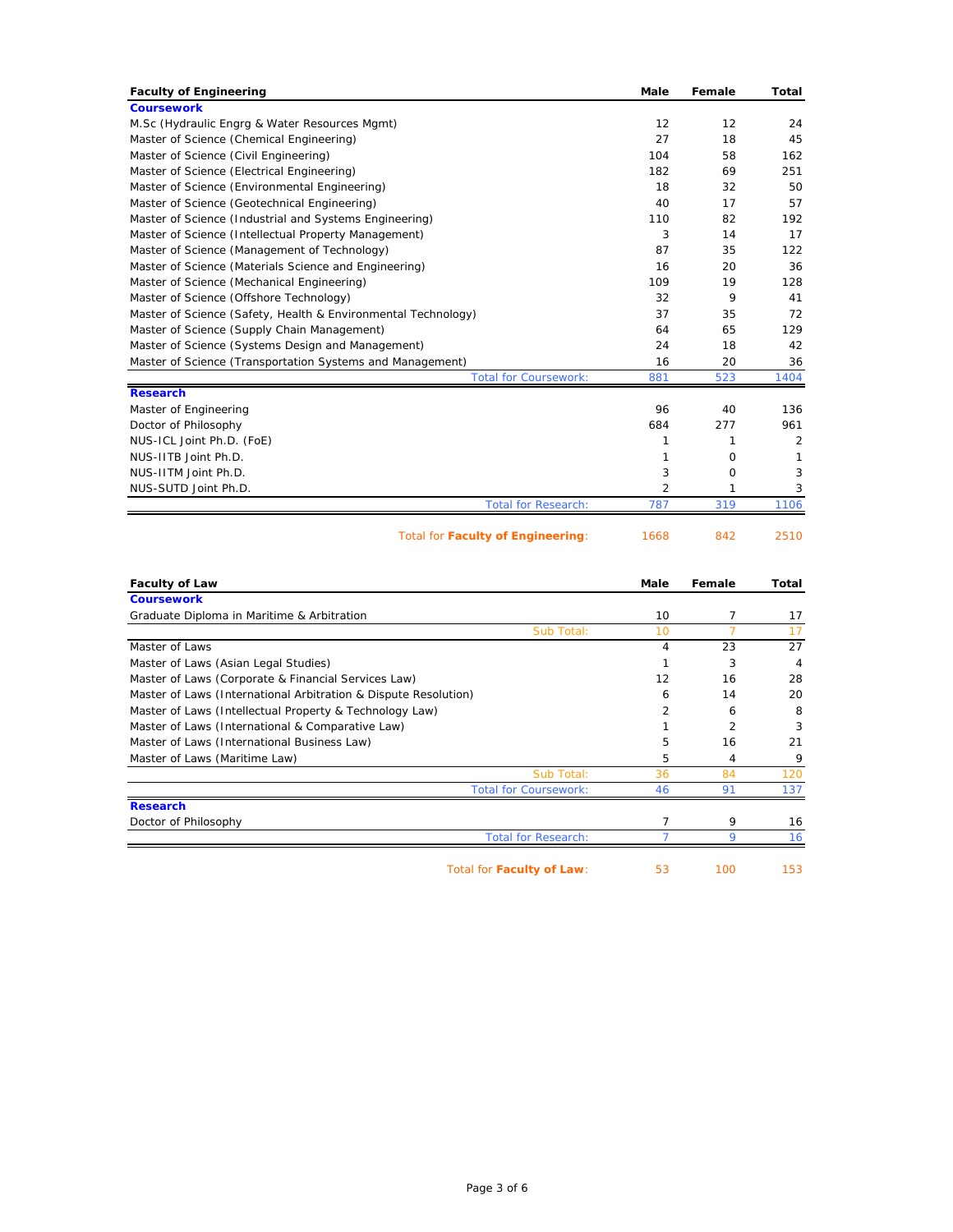| Faculty of Engineering | Male | Female | Total |
|---|---|---|---|
| **Coursework** | | | |
| M.Sc (Hydraulic Engrg & Water Resources Mgmt) | 12 | 12 | 24 |
| Master of Science (Chemical Engineering) | 27 | 18 | 45 |
| Master of Science (Civil Engineering) | 104 | 58 | 162 |
| Master of Science (Electrical Engineering) | 182 | 69 | 251 |
| Master of Science (Environmental Engineering) | 18 | 32 | 50 |
| Master of Science (Geotechnical Engineering) | 40 | 17 | 57 |
| Master of Science (Industrial and Systems Engineering) | 110 | 82 | 192 |
| Master of Science (Intellectual Property Management) | 3 | 14 | 17 |
| Master of Science (Management of Technology) | 87 | 35 | 122 |
| Master of Science (Materials Science and Engineering) | 16 | 20 | 36 |
| Master of Science (Mechanical Engineering) | 109 | 19 | 128 |
| Master of Science (Offshore Technology) | 32 | 9 | 41 |
| Master of Science (Safety, Health & Environmental Technology) | 37 | 35 | 72 |
| Master of Science (Supply Chain Management) | 64 | 65 | 129 |
| Master of Science (Systems Design and Management) | 24 | 18 | 42 |
| Master of Science (Transportation Systems and Management) | 16 | 20 | 36 |
| Total for Coursework: | 881 | 523 | 1404 |
| **Research** | | | |
| Master of Engineering | 96 | 40 | 136 |
| Doctor of Philosophy | 684 | 277 | 961 |
| NUS-ICL Joint Ph.D. (FoE) | 1 | 1 | 2 |
| NUS-IITB Joint Ph.D. | 1 | 0 | 1 |
| NUS-IITM Joint Ph.D. | 3 | 0 | 3 |
| NUS-SUTD Joint Ph.D. | 2 | 1 | 3 |
| Total for Research: | 787 | 319 | 1106 |
| Total for **Faculty of Engineering**: | 1668 | 842 | 2510 |

| Faculty of Law | Male | Female | Total |
|---|---|---|---|
| **Coursework** | | | |
| Graduate Diploma in Maritime & Arbitration | 10 | 7 | 17 |
| Sub Total: | 10 | 7 | 17 |
| Master of Laws | 4 | 23 | 27 |
| Master of Laws (Asian Legal Studies) | 1 | 3 | 4 |
| Master of Laws (Corporate & Financial Services Law) | 12 | 16 | 28 |
| Master of Laws (International Arbitration & Dispute Resolution) | 6 | 14 | 20 |
| Master of Laws (Intellectual Property & Technology Law) | 2 | 6 | 8 |
| Master of Laws (International & Comparative Law) | 1 | 2 | 3 |
| Master of Laws (International Business Law) | 5 | 16 | 21 |
| Master of Laws (Maritime Law) | 5 | 4 | 9 |
| Sub Total: | 36 | 84 | 120 |
| Total for Coursework: | 46 | 91 | 137 |
| **Research** | | | |
| Doctor of Philosophy | 7 | 9 | 16 |
| Total for Research: | 7 | 9 | 16 |
| Total for **Faculty of Law**: | 53 | 100 | 153 |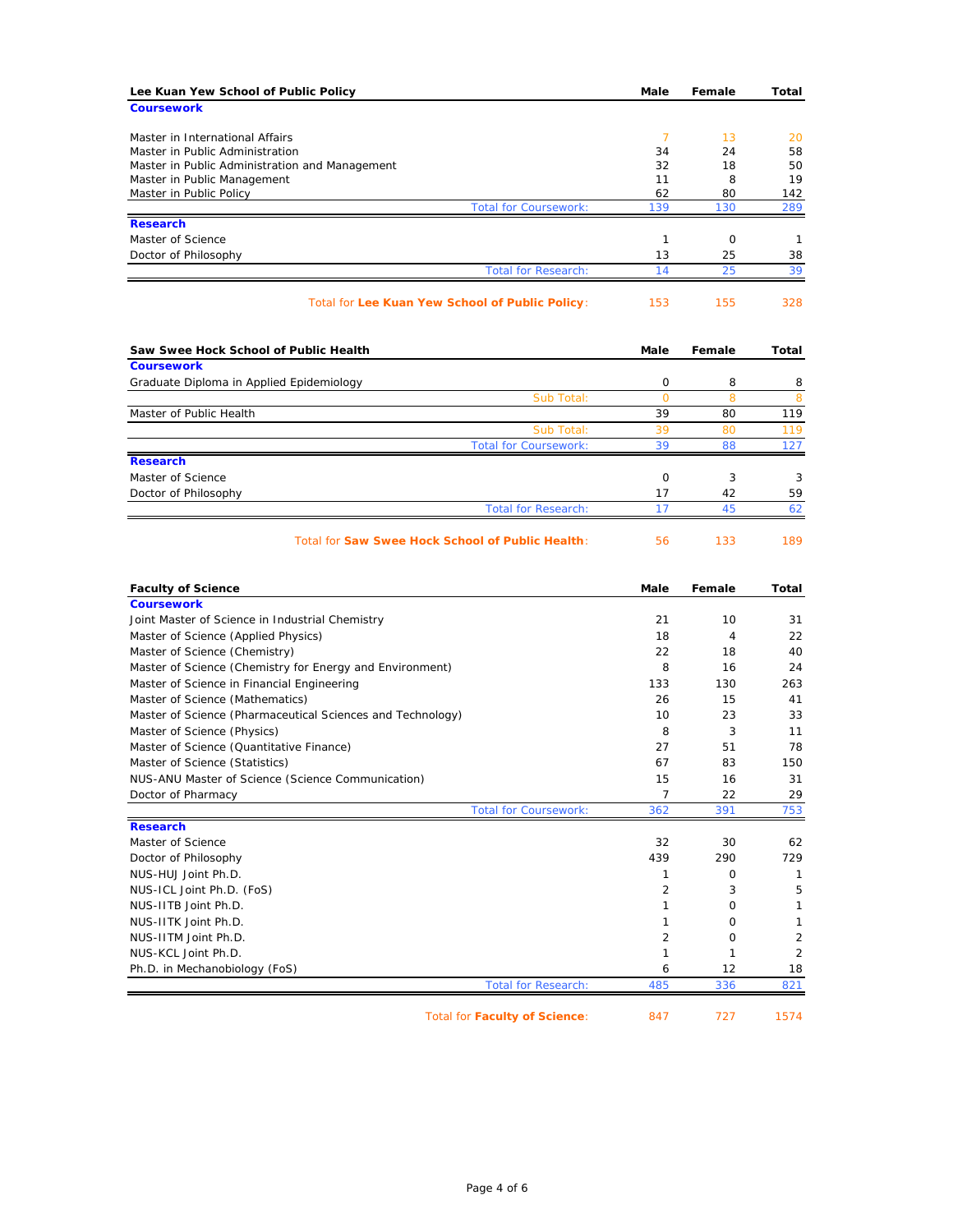| Lee Kuan Yew School of Public Policy | Male | Female | Total |
| --- | --- | --- | --- |
| **Coursework** | | | |
| Master in International Affairs | 7 | 13 | 20 |
| Master in Public Administration | 34 | 24 | 58 |
| Master in Public Administration and Management | 32 | 18 | 50 |
| Master in Public Management | 11 | 8 | 19 |
| Master in Public Policy | 62 | 80 | 142 |
| Total for Coursework: | 139 | 130 | 289 |
| **Research** | | | |
| Master of Science | 1 | 0 | 1 |
| Doctor of Philosophy | 13 | 25 | 38 |
| Total for Research: | 14 | 25 | 39 |
| Total for **Lee Kuan Yew School of Public Policy**: | 153 | 155 | 328 |

| Saw Swee Hock School of Public Health | Male | Female | Total |
| --- | --- | --- | --- |
| **Coursework** | | | |
| Graduate Diploma in Applied Epidemiology | 0 | 8 | 8 |
| Sub Total: | 0 | 8 | 8 |
| Master of Public Health | 39 | 80 | 119 |
| Sub Total: | 39 | 80 | 119 |
| Total for Coursework: | 39 | 88 | 127 |
| **Research** | | | |
| Master of Science | 0 | 3 | 3 |
| Doctor of Philosophy | 17 | 42 | 59 |
| Total for Research: | 17 | 45 | 62 |
| Total for **Saw Swee Hock School of Public Health**: | 56 | 133 | 189 |

| Faculty of Science | Male | Female | Total |
| --- | --- | --- | --- |
| **Coursework** | | | |
| Joint Master of Science in Industrial Chemistry | 21 | 10 | 31 |
| Master of Science (Applied Physics) | 18 | 4 | 22 |
| Master of Science (Chemistry) | 22 | 18 | 40 |
| Master of Science (Chemistry for Energy and Environment) | 8 | 16 | 24 |
| Master of Science in Financial Engineering | 133 | 130 | 263 |
| Master of Science (Mathematics) | 26 | 15 | 41 |
| Master of Science (Pharmaceutical Sciences and Technology) | 10 | 23 | 33 |
| Master of Science (Physics) | 8 | 3 | 11 |
| Master of Science (Quantitative Finance) | 27 | 51 | 78 |
| Master of Science (Statistics) | 67 | 83 | 150 |
| NUS-ANU Master of Science (Science Communication) | 15 | 16 | 31 |
| Doctor of Pharmacy | 7 | 22 | 29 |
| Total for Coursework: | 362 | 391 | 753 |
| **Research** | | | |
| Master of Science | 32 | 30 | 62 |
| Doctor of Philosophy | 439 | 290 | 729 |
| NUS-HUJ Joint Ph.D. | 1 | 0 | 1 |
| NUS-ICL Joint Ph.D. (FoS) | 2 | 3 | 5 |
| NUS-IITB Joint Ph.D. | 1 | 0 | 1 |
| NUS-IITK Joint Ph.D. | 1 | 0 | 1 |
| NUS-IITM Joint Ph.D. | 2 | 0 | 2 |
| NUS-KCL Joint Ph.D. | 1 | 1 | 2 |
| Ph.D. in Mechanobiology (FoS) | 6 | 12 | 18 |
| Total for Research: | 485 | 336 | 821 |
| Total for **Faculty of Science**: | 847 | 727 | 1574 |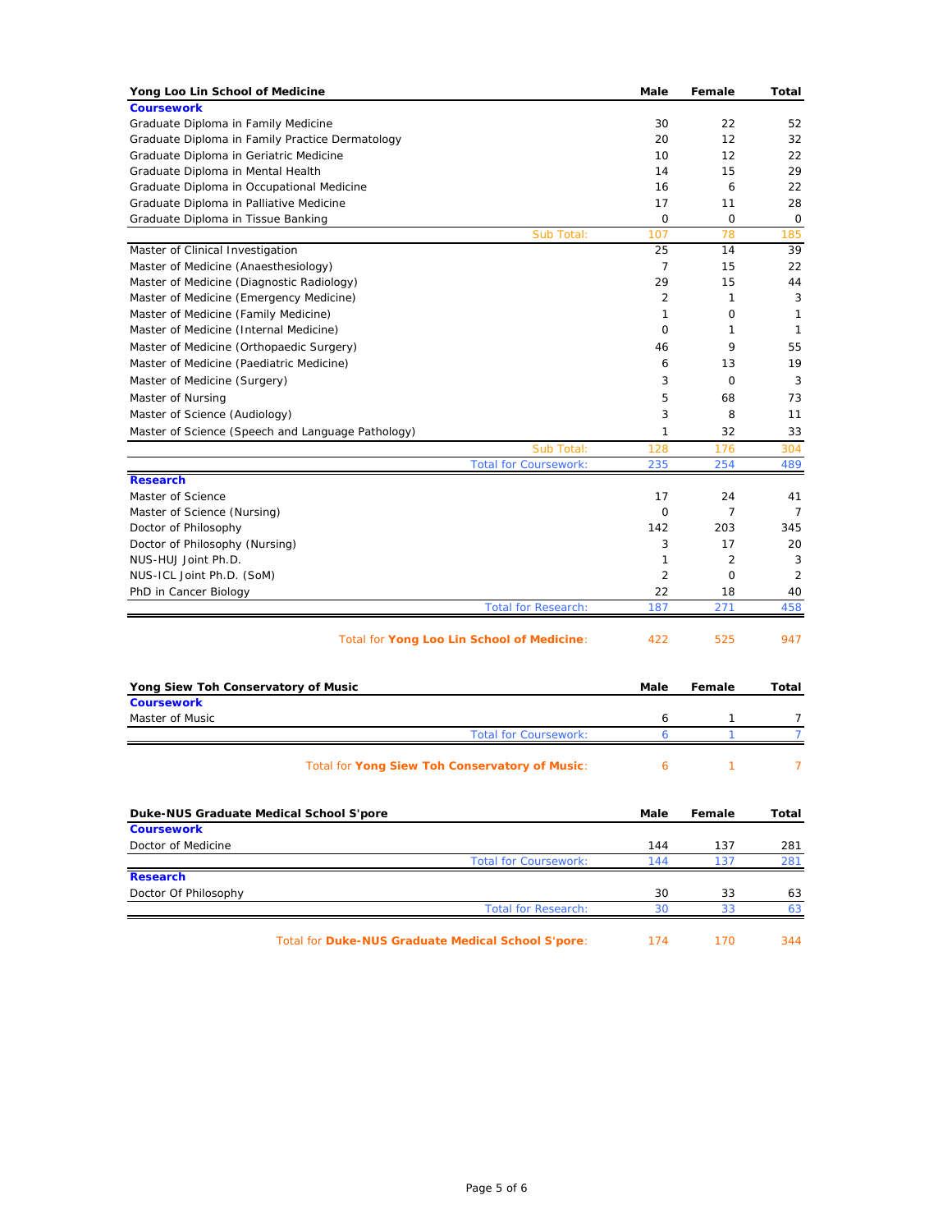| Yong Loo Lin School of Medicine | Male | Female | Total |
|---|---|---|---|
| **Coursework** | | | |
| Graduate Diploma in Family Medicine | 30 | 22 | 52 |
| Graduate Diploma in Family Practice Dermatology | 20 | 12 | 32 |
| Graduate Diploma in Geriatric Medicine | 10 | 12 | 22 |
| Graduate Diploma in Mental Health | 14 | 15 | 29 |
| Graduate Diploma in Occupational Medicine | 16 | 6 | 22 |
| Graduate Diploma in Palliative Medicine | 17 | 11 | 28 |
| Graduate Diploma in Tissue Banking | 0 | 0 | 0 |
| Sub Total: | 107 | 78 | 185 |
| Master of Clinical Investigation | 25 | 14 | 39 |
| Master of Medicine (Anaesthesiology) | 7 | 15 | 22 |
| Master of Medicine (Diagnostic Radiology) | 29 | 15 | 44 |
| Master of Medicine (Emergency Medicine) | 2 | 1 | 3 |
| Master of Medicine (Family Medicine) | 1 | 0 | 1 |
| Master of Medicine (Internal Medicine) | 0 | 1 | 1 |
| Master of Medicine (Orthopaedic Surgery) | 46 | 9 | 55 |
| Master of Medicine (Paediatric Medicine) | 6 | 13 | 19 |
| Master of Medicine (Surgery) | 3 | 0 | 3 |
| Master of Nursing | 5 | 68 | 73 |
| Master of Science (Audiology) | 3 | 8 | 11 |
| Master of Science (Speech and Language Pathology) | 1 | 32 | 33 |
| Sub Total: | 128 | 176 | 304 |
| Total for Coursework: | 235 | 254 | 489 |
| **Research** | | | |
| Master of Science | 17 | 24 | 41 |
| Master of Science (Nursing) | 0 | 7 | 7 |
| Doctor of Philosophy | 142 | 203 | 345 |
| Doctor of Philosophy (Nursing) | 3 | 17 | 20 |
| NUS-HUJ Joint Ph.D. | 1 | 2 | 3 |
| NUS-ICL Joint Ph.D. (SoM) | 2 | 0 | 2 |
| PhD in Cancer Biology | 22 | 18 | 40 |
| Total for Research: | 187 | 271 | 458 |
| Total for **Yong Loo Lin School of Medicine**: | 422 | 525 | 947 |

| Yong Siew Toh Conservatory of Music | Male | Female | Total |
|---|---|---|---|
| **Coursework** | | | |
| Master of Music | 6 | 1 | 7 |
| Total for Coursework: | 6 | 1 | 7 |
| Total for **Yong Siew Toh Conservatory of Music**: | 6 | 1 | 7 |

| Duke-NUS Graduate Medical School S'pore | Male | Female | Total |
|---|---|---|---|
| **Coursework** | | | |
| Doctor of Medicine | 144 | 137 | 281 |
| Total for Coursework: | 144 | 137 | 281 |
| **Research** | | | |
| Doctor Of Philosophy | 30 | 33 | 63 |
| Total for Research: | 30 | 33 | 63 |
| Total for **Duke-NUS Graduate Medical School S'pore**: | 174 | 170 | 344 |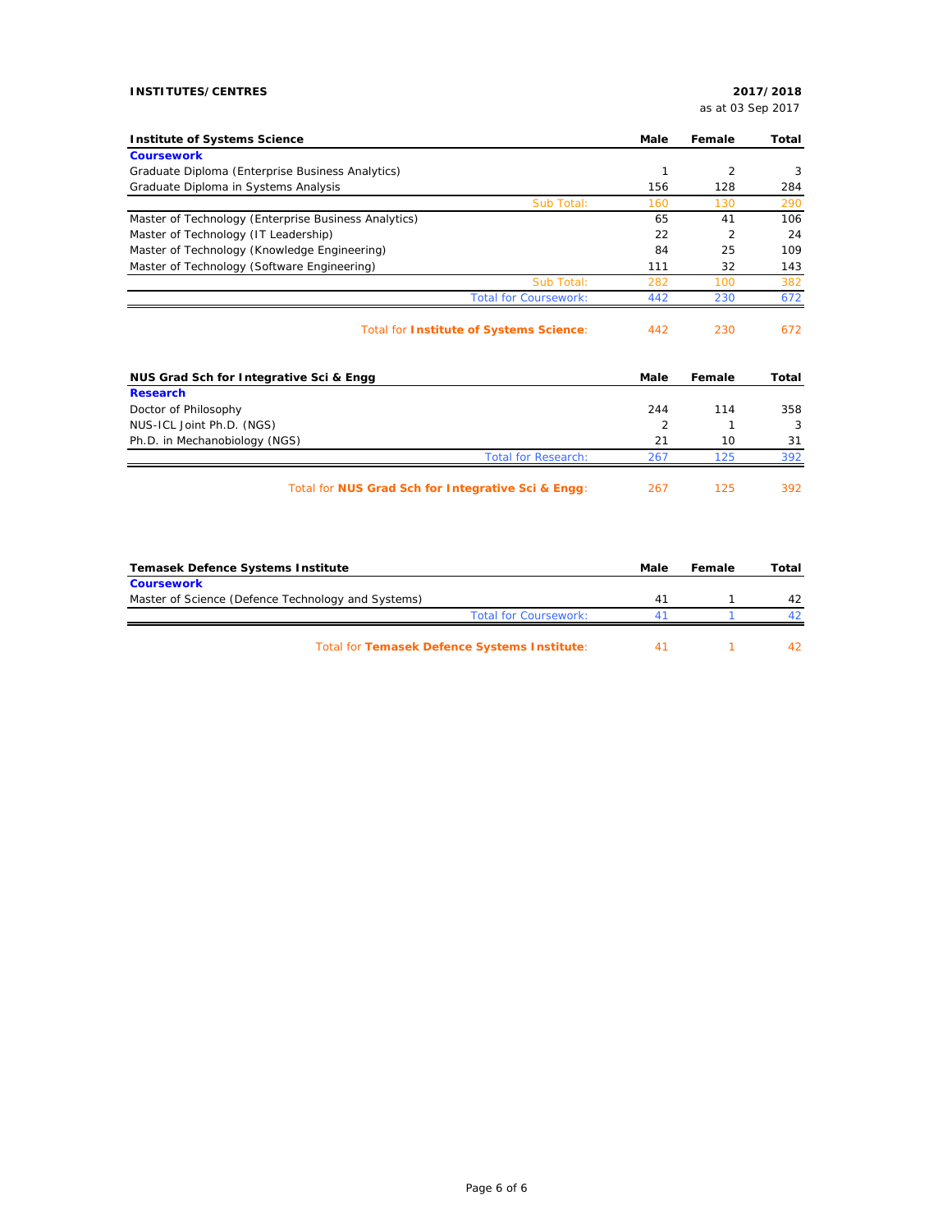**INSTITUTES/CENTRES**

**2017/2018**
as at 03 Sep 2017

| **Institute of Systems Science** | **Male** | **Female** | **Total** |
|---|---|---|---|
| **Coursework** | | | |
| Graduate Diploma (Enterprise Business Analytics) | 1 | 2 | 3 |
| Graduate Diploma in Systems Analysis | 156 | 128 | 284 |
| Sub Total: | 160 | 130 | 290 |
| Master of Technology (Enterprise Business Analytics) | 65 | 41 | 106 |
| Master of Technology (IT Leadership) | 22 | 2 | 24 |
| Master of Technology (Knowledge Engineering) | 84 | 25 | 109 |
| Master of Technology (Software Engineering) | 111 | 32 | 143 |
| Sub Total: | 282 | 100 | 382 |
| Total for Coursework: | 442 | 230 | 672 |
| Total for **Institute of Systems Science**: | 442 | 230 | 672 |

| **NUS Grad Sch for Integrative Sci & Engg** | **Male** | **Female** | **Total** |
|---|---|---|---|
| **Research** | | | |
| Doctor of Philosophy | 244 | 114 | 358 |
| NUS-ICL Joint Ph.D. (NGS) | 2 | 1 | 3 |
| Ph.D. in Mechanobiology (NGS) | 21 | 10 | 31 |
| Total for Research: | 267 | 125 | 392 |
| Total for **NUS Grad Sch for Integrative Sci & Engg**: | 267 | 125 | 392 |

| **Temasek Defence Systems Institute** | **Male** | **Female** | **Total** |
|---|---|---|---|
| **Coursework** | | | |
| Master of Science (Defence Technology and Systems) | 41 | 1 | 42 |
| Total for Coursework: | 41 | 1 | 42 |
| Total for **Temasek Defence Systems Institute**: | 41 | 1 | 42 |